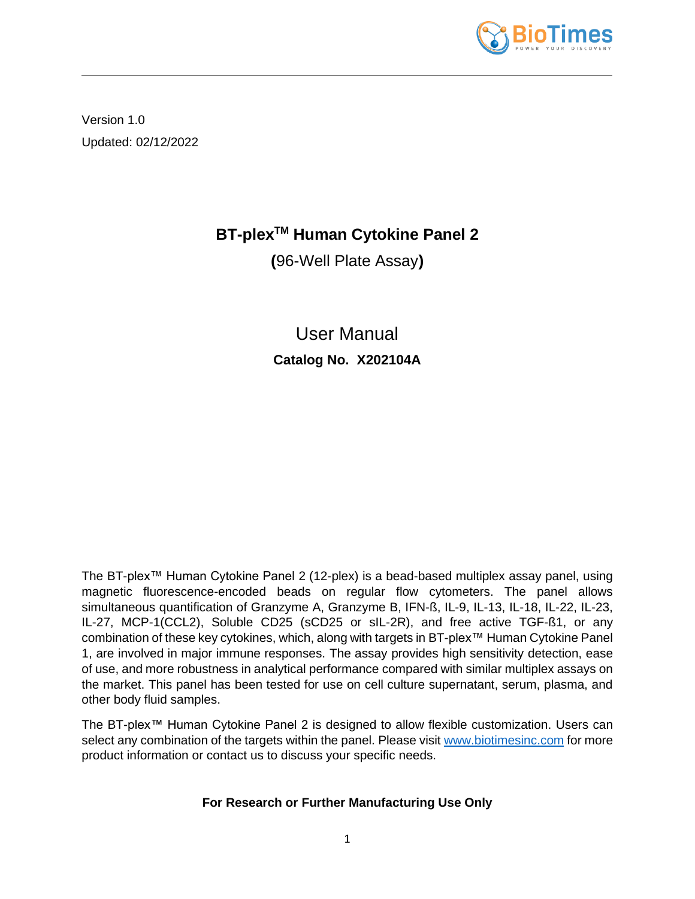Version 1.0

Updated: 02/12/2022

# BT-plex™ Human Cytokine Panel 2

**(**96-Well Plate Assay**)**

## User Manual

**Catalog No. X202104A**

The BT-plex™ Human Cytokine Panel 2 (12-plex) is a bead-based multiplex assay panel, using magnetic fluorescence-encoded beads on regular flow cytometers. The panel allows simultaneous quantification of Granzyme A, Granzyme B, IFN-ß, IL-9, IL-13, IL-18, IL-22, IL-23, IL-27, MCP-1(CCL2), Soluble CD25 (sCD25 or sIL-2R), and free active TGF-ß1, or any combination of these key cytokines, which, along with targets in BT-plex™ Human Cytokine Panel 1, are involved in major immune responses. The assay provides high sensitivity detection, ease of use, and more robustness in analytical performance compared with similar multiplex assays on the market. This panel has been tested for use on cell culture supernatant, serum, plasma, and other body fluid samples.

The BT-plex™ Human Cytokine Panel 2 is designed to allow flexible customization. Users can select any combination of the targets within the panel. Please visit www.biotimesinc.com for more product information or contact us to discuss your specific needs.

**For Research or Further Manufacturing Use Only**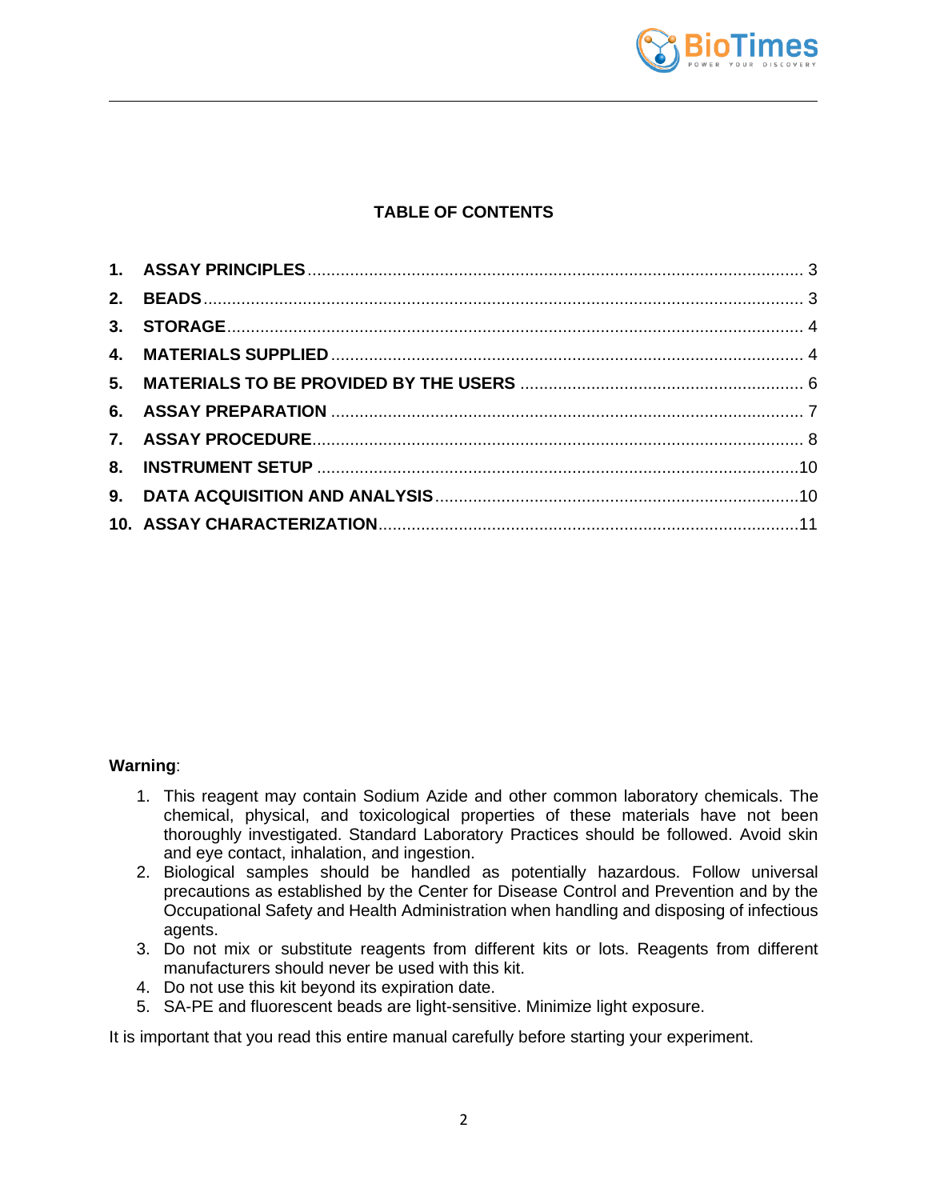## TABLE OF CONTENTS

| | | |
|---|---|---|
| 1. | ASSAY PRINCIPLES | 3 |
| 2. | BEADS | 3 |
| 3. | STORAGE | 4 |
| 4. | MATERIALS SUPPLIED | 4 |
| 5. | MATERIALS TO BE PROVIDED BY THE USERS | 6 |
| 6. | ASSAY PREPARATION | 7 |
| 7. | ASSAY PROCEDURE | 8 |
| 8. | INSTRUMENT SETUP | 10 |
| 9. | DATA ACQUISITION AND ANALYSIS | 10 |
| 10. | ASSAY CHARACTERIZATION | 11 |

**Warning**:

1. This reagent may contain Sodium Azide and other common laboratory chemicals. The chemical, physical, and toxicological properties of these materials have not been thoroughly investigated. Standard Laboratory Practices should be followed. Avoid skin and eye contact, inhalation, and ingestion.
2. Biological samples should be handled as potentially hazardous. Follow universal precautions as established by the Center for Disease Control and Prevention and by the Occupational Safety and Health Administration when handling and disposing of infectious agents.
3. Do not mix or substitute reagents from different kits or lots. Reagents from different manufacturers should never be used with this kit.
4. Do not use this kit beyond its expiration date.
5. SA-PE and fluorescent beads are light-sensitive. Minimize light exposure.

It is important that you read this entire manual carefully before starting your experiment.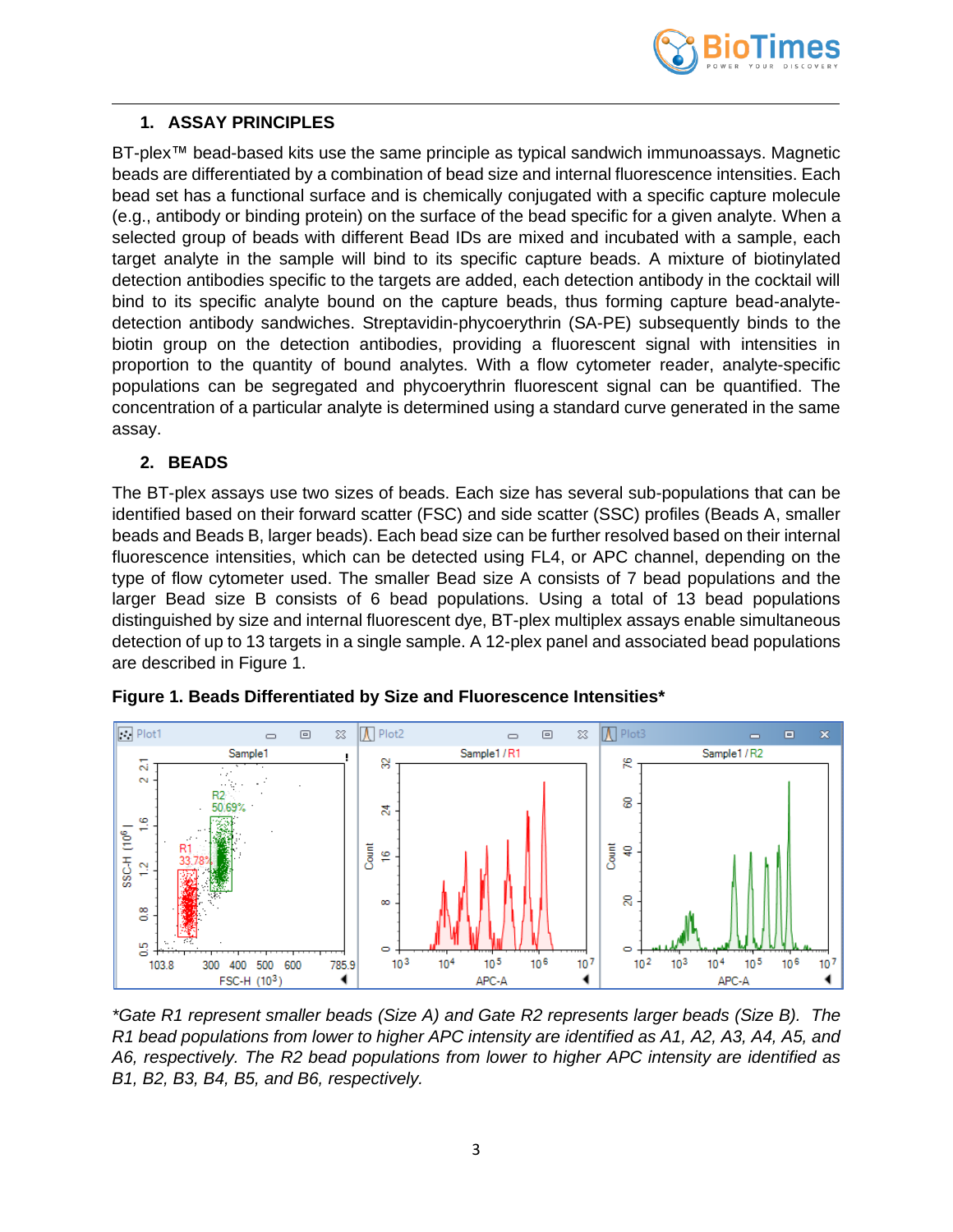## 1. ASSAY PRINCIPLES

BT-plex™ bead-based kits use the same principle as typical sandwich immunoassays. Magnetic beads are differentiated by a combination of bead size and internal fluorescence intensities. Each bead set has a functional surface and is chemically conjugated with a specific capture molecule (e.g., antibody or binding protein) on the surface of the bead specific for a given analyte. When a selected group of beads with different Bead IDs are mixed and incubated with a sample, each target analyte in the sample will bind to its specific capture beads. A mixture of biotinylated detection antibodies specific to the targets are added, each detection antibody in the cocktail will bind to its specific analyte bound on the capture beads, thus forming capture bead-analyte-detection antibody sandwiches. Streptavidin-phycoerythrin (SA-PE) subsequently binds to the biotin group on the detection antibodies, providing a fluorescent signal with intensities in proportion to the quantity of bound analytes. With a flow cytometer reader, analyte-specific populations can be segregated and phycoerythrin fluorescent signal can be quantified. The concentration of a particular analyte is determined using a standard curve generated in the same assay.

## 2. BEADS

The BT-plex assays use two sizes of beads. Each size has several sub-populations that can be identified based on their forward scatter (FSC) and side scatter (SSC) profiles (Beads A, smaller beads and Beads B, larger beads). Each bead size can be further resolved based on their internal fluorescence intensities, which can be detected using FL4, or APC channel, depending on the type of flow cytometer used. The smaller Bead size A consists of 7 bead populations and the larger Bead size B consists of 6 bead populations. Using a total of 13 bead populations distinguished by size and internal fluorescent dye, BT-plex multiplex assays enable simultaneous detection of up to 13 targets in a single sample. A 12-plex panel and associated bead populations are described in Figure 1.

**Figure 1. Beads Differentiated by Size and Fluorescence Intensities***

*\*Gate R1 represent smaller beads (Size A) and Gate R2 represents larger beads (Size B). The R1 bead populations from lower to higher APC intensity are identified as A1, A2, A3, A4, A5, and A6, respectively. The R2 bead populations from lower to higher APC intensity are identified as B1, B2, B3, B4, B5, and B6, respectively.*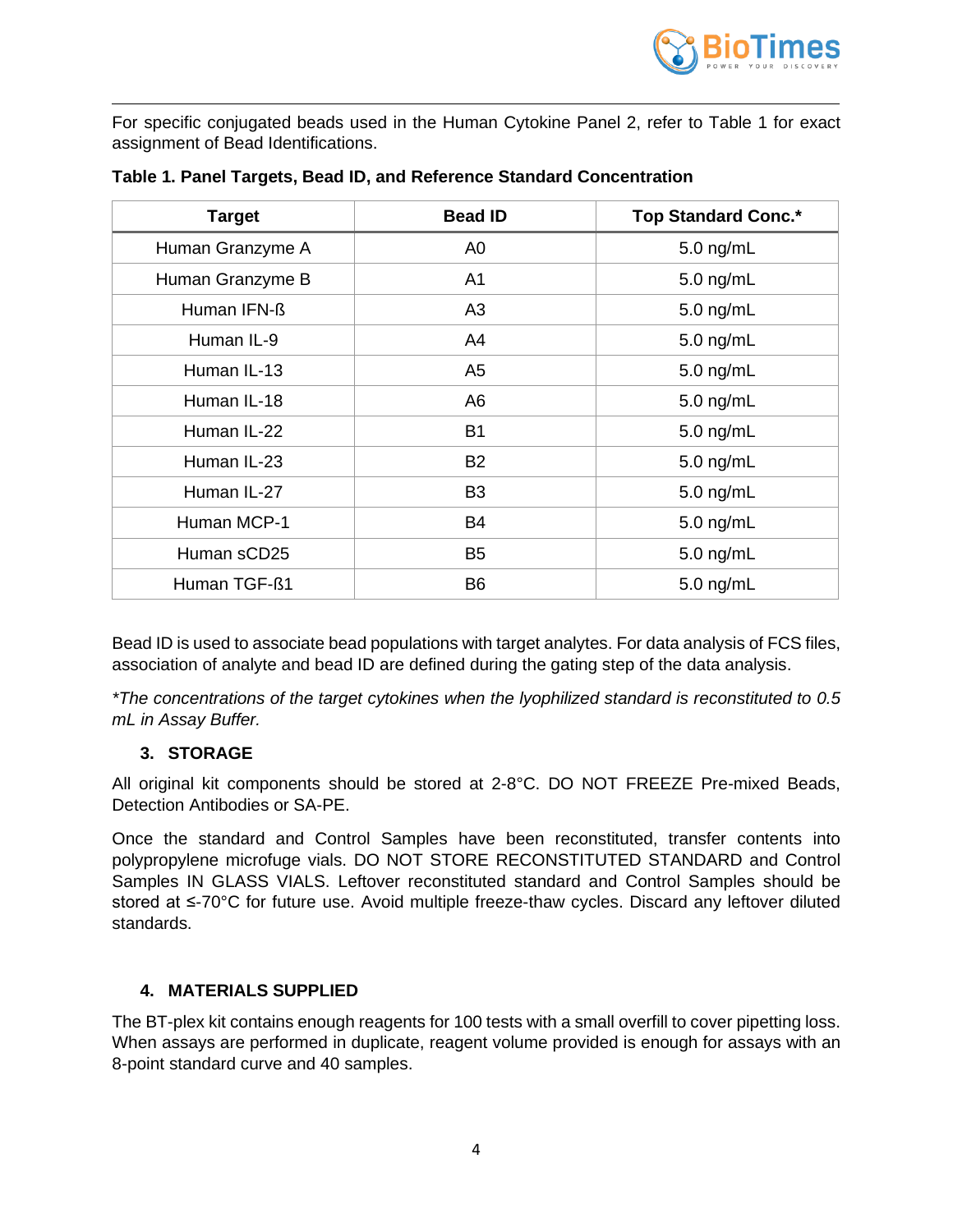For specific conjugated beads used in the Human Cytokine Panel 2, refer to Table 1 for exact assignment of Bead Identifications.

**Table 1. Panel Targets, Bead ID, and Reference Standard Concentration**

| Target | Bead ID | Top Standard Conc.* |
|---|---|---|
| Human Granzyme A | A0 | 5.0 ng/mL |
| Human Granzyme B | A1 | 5.0 ng/mL |
| Human IFN-ß | A3 | 5.0 ng/mL |
| Human IL-9 | A4 | 5.0 ng/mL |
| Human IL-13 | A5 | 5.0 ng/mL |
| Human IL-18 | A6 | 5.0 ng/mL |
| Human IL-22 | B1 | 5.0 ng/mL |
| Human IL-23 | B2 | 5.0 ng/mL |
| Human IL-27 | B3 | 5.0 ng/mL |
| Human MCP-1 | B4 | 5.0 ng/mL |
| Human sCD25 | B5 | 5.0 ng/mL |
| Human TGF-ß1 | B6 | 5.0 ng/mL |

Bead ID is used to associate bead populations with target analytes. For data analysis of FCS files, association of analyte and bead ID are defined during the gating step of the data analysis.

*\*The concentrations of the target cytokines when the lyophilized standard is reconstituted to 0.5 mL in Assay Buffer.*

## 3. STORAGE

All original kit components should be stored at 2-8°C. DO NOT FREEZE Pre-mixed Beads, Detection Antibodies or SA-PE.

Once the standard and Control Samples have been reconstituted, transfer contents into polypropylene microfuge vials. DO NOT STORE RECONSTITUTED STANDARD and Control Samples IN GLASS VIALS. Leftover reconstituted standard and Control Samples should be stored at ≤-70°C for future use. Avoid multiple freeze-thaw cycles. Discard any leftover diluted standards.

## 4. MATERIALS SUPPLIED

The BT-plex kit contains enough reagents for 100 tests with a small overfill to cover pipetting loss. When assays are performed in duplicate, reagent volume provided is enough for assays with an 8-point standard curve and 40 samples.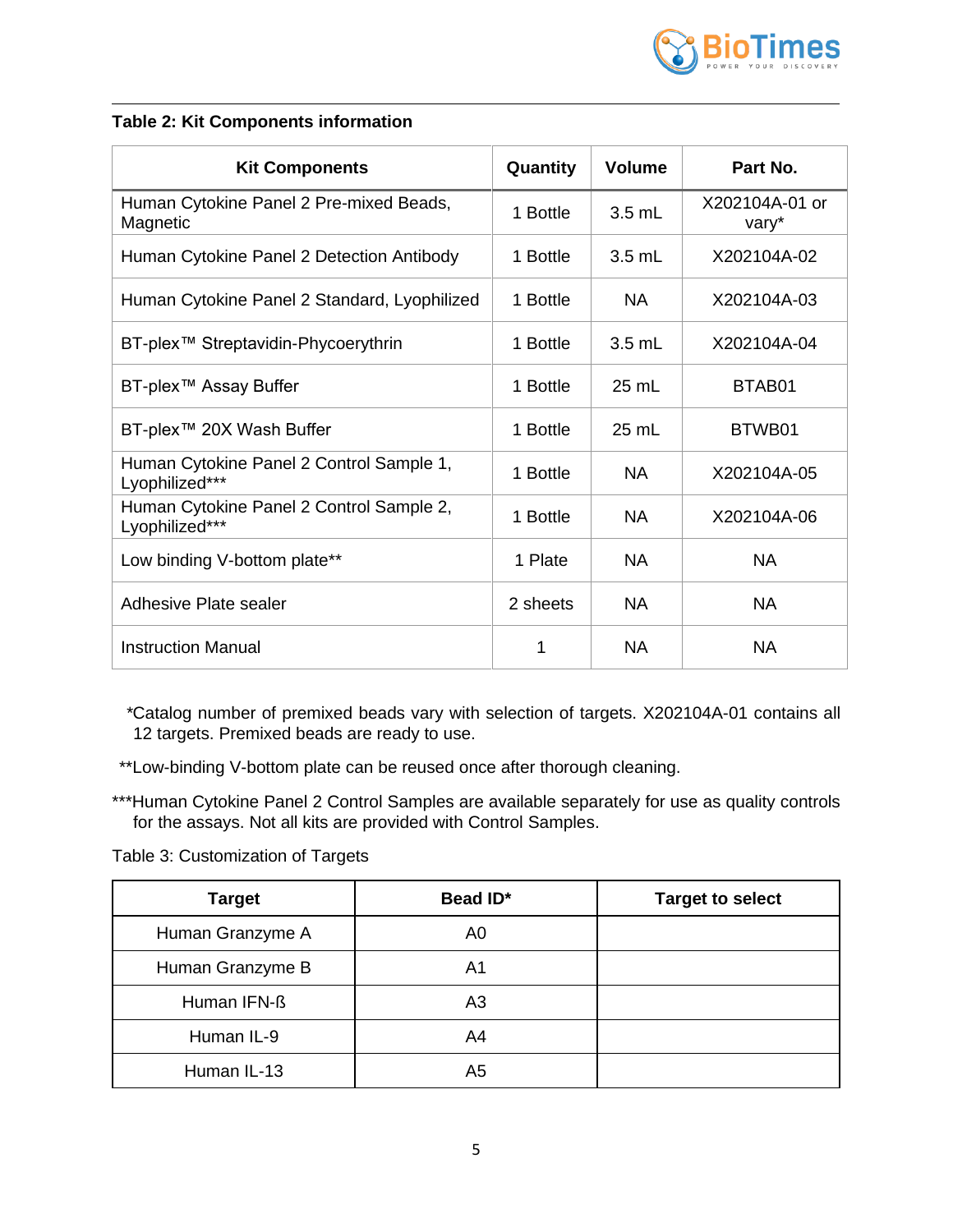**Table 2: Kit Components information**

| Kit Components | Quantity | Volume | Part No. |
|---|---|---|---|
| Human Cytokine Panel 2 Pre-mixed Beads, Magnetic | 1 Bottle | 3.5 mL | X202104A-01 or vary* |
| Human Cytokine Panel 2 Detection Antibody | 1 Bottle | 3.5 mL | X202104A-02 |
| Human Cytokine Panel 2 Standard, Lyophilized | 1 Bottle | NA | X202104A-03 |
| BT-plex™ Streptavidin-Phycoerythrin | 1 Bottle | 3.5 mL | X202104A-04 |
| BT-plex™ Assay Buffer | 1 Bottle | 25 mL | BTAB01 |
| BT-plex™ 20X Wash Buffer | 1 Bottle | 25 mL | BTWB01 |
| Human Cytokine Panel 2 Control Sample 1, Lyophilized*** | 1 Bottle | NA | X202104A-05 |
| Human Cytokine Panel 2 Control Sample 2, Lyophilized*** | 1 Bottle | NA | X202104A-06 |
| Low binding V-bottom plate** | 1 Plate | NA | NA |
| Adhesive Plate sealer | 2 sheets | NA | NA |
| Instruction Manual | 1 | NA | NA |

*Catalog number of premixed beads vary with selection of targets. X202104A-01 contains all 12 targets. Premixed beads are ready to use.

**Low-binding V-bottom plate can be reused once after thorough cleaning.

***Human Cytokine Panel 2 Control Samples are available separately for use as quality controls for the assays. Not all kits are provided with Control Samples.

Table 3: Customization of Targets

| Target | Bead ID* | Target to select |
|---|---|---|
| Human Granzyme A | A0 | |
| Human Granzyme B | A1 | |
| Human IFN-ß | A3 | |
| Human IL-9 | A4 | |
| Human IL-13 | A5 | |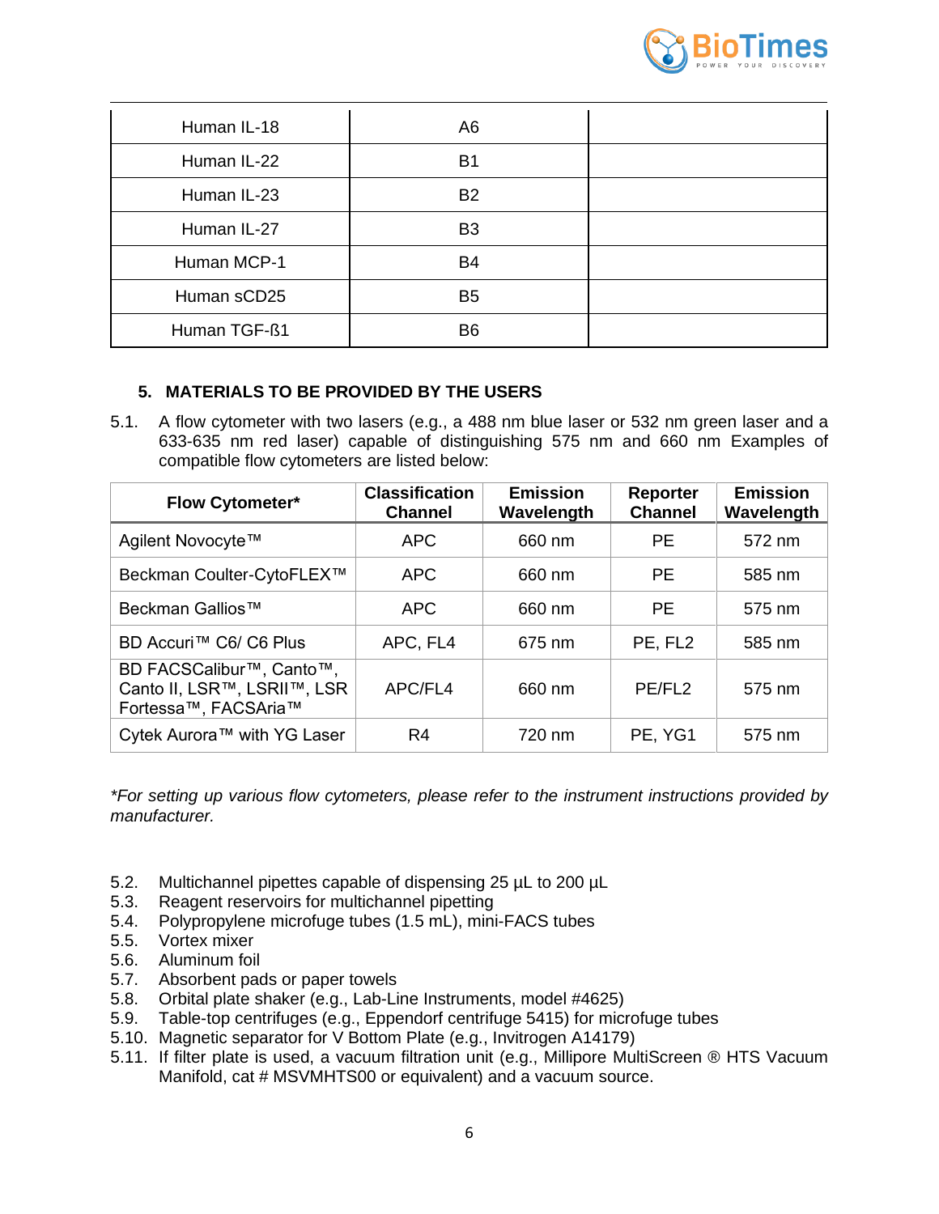| Human IL-18 | A6 | |
|---|---|---|
| Human IL-22 | B1 | |
| Human IL-23 | B2 | |
| Human IL-27 | B3 | |
| Human MCP-1 | B4 | |
| Human sCD25 | B5 | |
| Human TGF-ß1 | B6 | |

## 5. MATERIALS TO BE PROVIDED BY THE USERS

5.1. A flow cytometer with two lasers (e.g., a 488 nm blue laser or 532 nm green laser and a 633-635 nm red laser) capable of distinguishing 575 nm and 660 nm Examples of compatible flow cytometers are listed below:

| Flow Cytometer* | Classification Channel | Emission Wavelength | Reporter Channel | Emission Wavelength |
|---|---|---|---|---|
| Agilent Novocyte™ | APC | 660 nm | PE | 572 nm |
| Beckman Coulter-CytoFLEX™ | APC | 660 nm | PE | 585 nm |
| Beckman Gallios™ | APC | 660 nm | PE | 575 nm |
| BD Accuri™ C6/ C6 Plus | APC, FL4 | 675 nm | PE, FL2 | 585 nm |
| BD FACSCalibur™, Canto™, Canto II, LSR™, LSRII™, LSR Fortessa™, FACSAria™ | APC/FL4 | 660 nm | PE/FL2 | 575 nm |
| Cytek Aurora™ with YG Laser | R4 | 720 nm | PE, YG1 | 575 nm |

*\*For setting up various flow cytometers, please refer to the instrument instructions provided by manufacturer.*

5.2. Multichannel pipettes capable of dispensing 25 µL to 200 µL
5.3. Reagent reservoirs for multichannel pipetting
5.4. Polypropylene microfuge tubes (1.5 mL), mini-FACS tubes
5.5. Vortex mixer
5.6. Aluminum foil
5.7. Absorbent pads or paper towels
5.8. Orbital plate shaker (e.g., Lab-Line Instruments, model #4625)
5.9. Table-top centrifuges (e.g., Eppendorf centrifuge 5415) for microfuge tubes
5.10. Magnetic separator for V Bottom Plate (e.g., Invitrogen A14179)
5.11. If filter plate is used, a vacuum filtration unit (e.g., Millipore MultiScreen ® HTS Vacuum Manifold, cat # MSVMHTS00 or equivalent) and a vacuum source.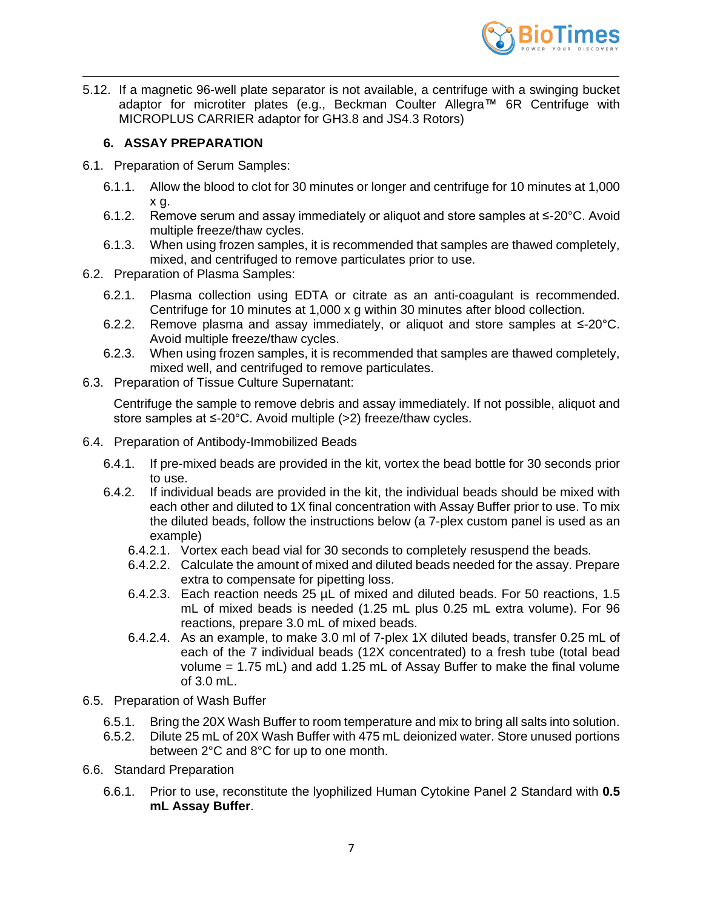5.12. If a magnetic 96-well plate separator is not available, a centrifuge with a swinging bucket adaptor for microtiter plates (e.g., Beckman Coulter Allegra™ 6R Centrifuge with MICROPLUS CARRIER adaptor for GH3.8 and JS4.3 Rotors)

## 6. ASSAY PREPARATION

6.1. Preparation of Serum Samples:

- 6.1.1. Allow the blood to clot for 30 minutes or longer and centrifuge for 10 minutes at 1,000 x g.
- 6.1.2. Remove serum and assay immediately or aliquot and store samples at ≤-20°C. Avoid multiple freeze/thaw cycles.
- 6.1.3. When using frozen samples, it is recommended that samples are thawed completely, mixed, and centrifuged to remove particulates prior to use.

6.2. Preparation of Plasma Samples:

- 6.2.1. Plasma collection using EDTA or citrate as an anti-coagulant is recommended. Centrifuge for 10 minutes at 1,000 x g within 30 minutes after blood collection.
- 6.2.2. Remove plasma and assay immediately, or aliquot and store samples at ≤-20°C. Avoid multiple freeze/thaw cycles.
- 6.2.3. When using frozen samples, it is recommended that samples are thawed completely, mixed well, and centrifuged to remove particulates.

6.3. Preparation of Tissue Culture Supernatant:

Centrifuge the sample to remove debris and assay immediately. If not possible, aliquot and store samples at ≤-20°C. Avoid multiple (>2) freeze/thaw cycles.

6.4. Preparation of Antibody-Immobilized Beads

- 6.4.1. If pre-mixed beads are provided in the kit, vortex the bead bottle for 30 seconds prior to use.
- 6.4.2. If individual beads are provided in the kit, the individual beads should be mixed with each other and diluted to 1X final concentration with Assay Buffer prior to use. To mix the diluted beads, follow the instructions below (a 7-plex custom panel is used as an example)
  - 6.4.2.1. Vortex each bead vial for 30 seconds to completely resuspend the beads.
  - 6.4.2.2. Calculate the amount of mixed and diluted beads needed for the assay. Prepare extra to compensate for pipetting loss.
  - 6.4.2.3. Each reaction needs 25 µL of mixed and diluted beads. For 50 reactions, 1.5 mL of mixed beads is needed (1.25 mL plus 0.25 mL extra volume). For 96 reactions, prepare 3.0 mL of mixed beads.
  - 6.4.2.4. As an example, to make 3.0 ml of 7-plex 1X diluted beads, transfer 0.25 mL of each of the 7 individual beads (12X concentrated) to a fresh tube (total bead volume = 1.75 mL) and add 1.25 mL of Assay Buffer to make the final volume of 3.0 mL.

6.5. Preparation of Wash Buffer

- 6.5.1. Bring the 20X Wash Buffer to room temperature and mix to bring all salts into solution.
- 6.5.2. Dilute 25 mL of 20X Wash Buffer with 475 mL deionized water. Store unused portions between 2°C and 8°C for up to one month.

6.6. Standard Preparation

- 6.6.1. Prior to use, reconstitute the lyophilized Human Cytokine Panel 2 Standard with **0.5 mL Assay Buffer**.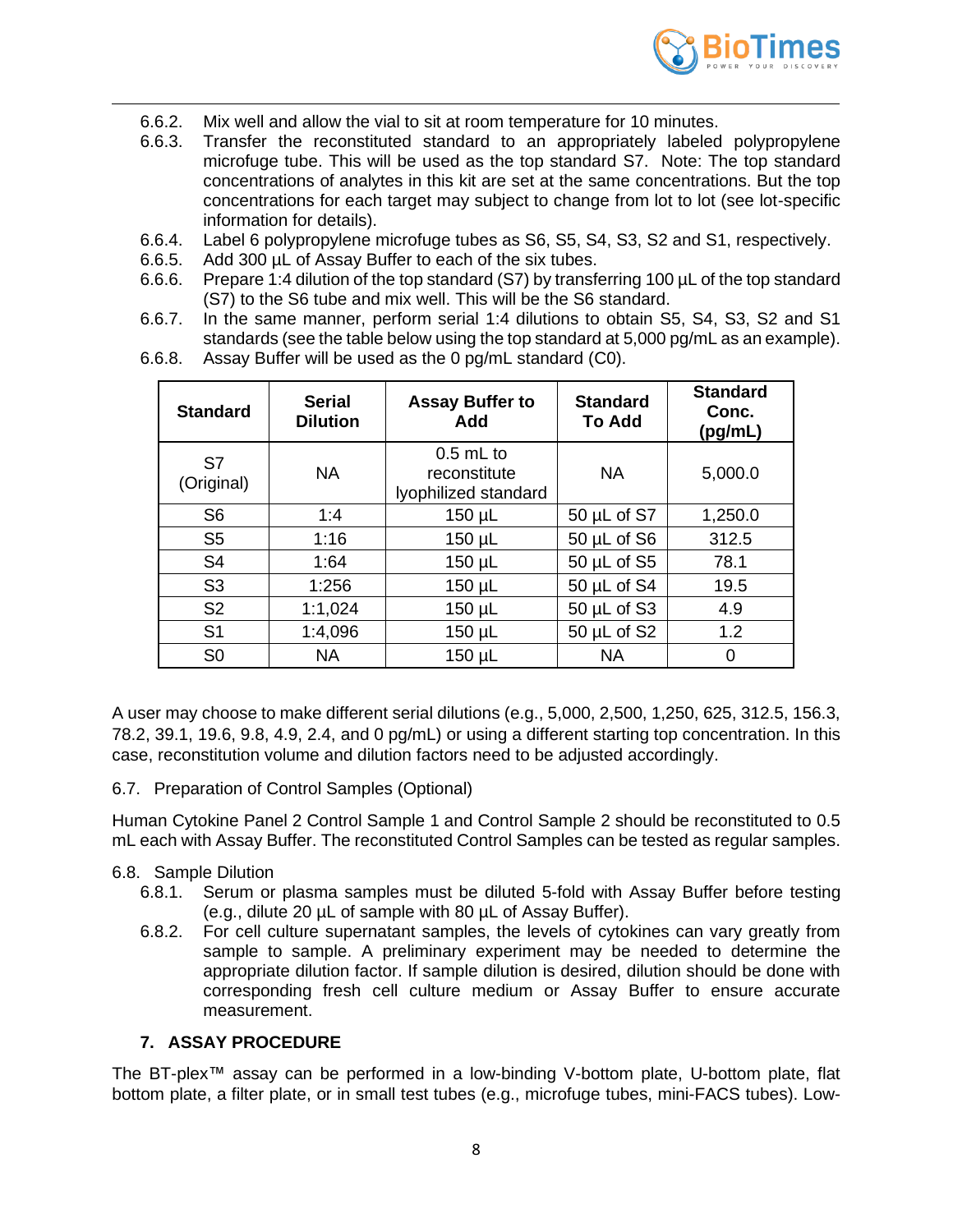6.6.2. Mix well and allow the vial to sit at room temperature for 10 minutes.

6.6.3. Transfer the reconstituted standard to an appropriately labeled polypropylene microfuge tube. This will be used as the top standard S7. Note: The top standard concentrations of analytes in this kit are set at the same concentrations. But the top concentrations for each target may subject to change from lot to lot (see lot-specific information for details).

6.6.4. Label 6 polypropylene microfuge tubes as S6, S5, S4, S3, S2 and S1, respectively.

6.6.5. Add 300 µL of Assay Buffer to each of the six tubes.

6.6.6. Prepare 1:4 dilution of the top standard (S7) by transferring 100 µL of the top standard (S7) to the S6 tube and mix well. This will be the S6 standard.

6.6.7. In the same manner, perform serial 1:4 dilutions to obtain S5, S4, S3, S2 and S1 standards (see the table below using the top standard at 5,000 pg/mL as an example).

6.6.8. Assay Buffer will be used as the 0 pg/mL standard (C0).

| Standard | Serial Dilution | Assay Buffer to Add | Standard To Add | Standard Conc. (pg/mL) |
|---|---|---|---|---|
| S7 (Original) | NA | 0.5 mL to reconstitute lyophilized standard | NA | 5,000.0 |
| S6 | 1:4 | 150 µL | 50 µL of S7 | 1,250.0 |
| S5 | 1:16 | 150 µL | 50 µL of S6 | 312.5 |
| S4 | 1:64 | 150 µL | 50 µL of S5 | 78.1 |
| S3 | 1:256 | 150 µL | 50 µL of S4 | 19.5 |
| S2 | 1:1,024 | 150 µL | 50 µL of S3 | 4.9 |
| S1 | 1:4,096 | 150 µL | 50 µL of S2 | 1.2 |
| S0 | NA | 150 µL | NA | 0 |

A user may choose to make different serial dilutions (e.g., 5,000, 2,500, 1,250, 625, 312.5, 156.3, 78.2, 39.1, 19.6, 9.8, 4.9, 2.4, and 0 pg/mL) or using a different starting top concentration. In this case, reconstitution volume and dilution factors need to be adjusted accordingly.

6.7. Preparation of Control Samples (Optional)

Human Cytokine Panel 2 Control Sample 1 and Control Sample 2 should be reconstituted to 0.5 mL each with Assay Buffer. The reconstituted Control Samples can be tested as regular samples.

6.8. Sample Dilution

6.8.1. Serum or plasma samples must be diluted 5-fold with Assay Buffer before testing (e.g., dilute 20 µL of sample with 80 µL of Assay Buffer).

6.8.2. For cell culture supernatant samples, the levels of cytokines can vary greatly from sample to sample. A preliminary experiment may be needed to determine the appropriate dilution factor. If sample dilution is desired, dilution should be done with corresponding fresh cell culture medium or Assay Buffer to ensure accurate measurement.

## 7. ASSAY PROCEDURE

The BT-plex™ assay can be performed in a low-binding V-bottom plate, U-bottom plate, flat bottom plate, a filter plate, or in small test tubes (e.g., microfuge tubes, mini-FACS tubes). Low-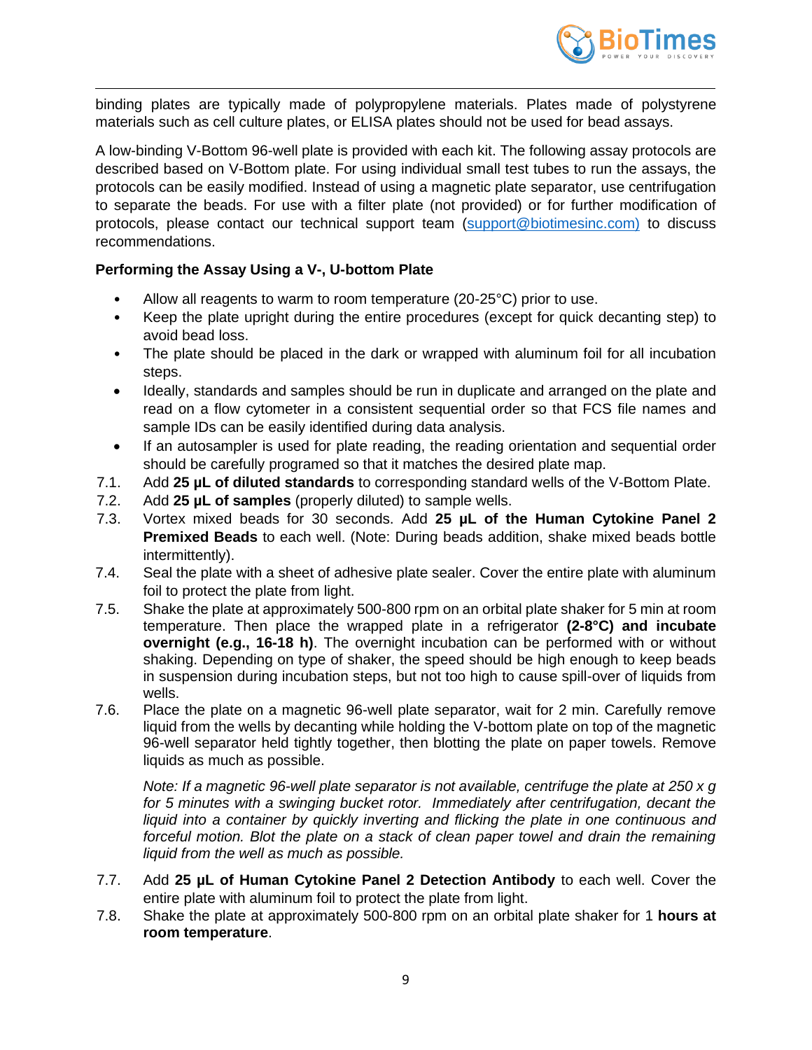binding plates are typically made of polypropylene materials. Plates made of polystyrene materials such as cell culture plates, or ELISA plates should not be used for bead assays.

A low-binding V-Bottom 96-well plate is provided with each kit. The following assay protocols are described based on V-Bottom plate. For using individual small test tubes to run the assays, the protocols can be easily modified. Instead of using a magnetic plate separator, use centrifugation to separate the beads. For use with a filter plate (not provided) or for further modification of protocols, please contact our technical support team (support@biotimesinc.com) to discuss recommendations.

**Performing the Assay Using a V-, U-bottom Plate**

- Allow all reagents to warm to room temperature (20-25°C) prior to use.
- Keep the plate upright during the entire procedures (except for quick decanting step) to avoid bead loss.
- The plate should be placed in the dark or wrapped with aluminum foil for all incubation steps.
- Ideally, standards and samples should be run in duplicate and arranged on the plate and read on a flow cytometer in a consistent sequential order so that FCS file names and sample IDs can be easily identified during data analysis.
- If an autosampler is used for plate reading, the reading orientation and sequential order should be carefully programed so that it matches the desired plate map.

7.1. Add **25 µL of diluted standards** to corresponding standard wells of the V-Bottom Plate.

7.2. Add **25 µL of samples** (properly diluted) to sample wells.

7.3. Vortex mixed beads for 30 seconds. Add **25 µL of the Human Cytokine Panel 2 Premixed Beads** to each well. (Note: During beads addition, shake mixed beads bottle intermittently).

7.4. Seal the plate with a sheet of adhesive plate sealer. Cover the entire plate with aluminum foil to protect the plate from light.

7.5. Shake the plate at approximately 500-800 rpm on an orbital plate shaker for 5 min at room temperature. Then place the wrapped plate in a refrigerator **(2-8°C) and incubate overnight (e.g., 16-18 h)**. The overnight incubation can be performed with or without shaking. Depending on type of shaker, the speed should be high enough to keep beads in suspension during incubation steps, but not too high to cause spill-over of liquids from wells.

7.6. Place the plate on a magnetic 96-well plate separator, wait for 2 min. Carefully remove liquid from the wells by decanting while holding the V-bottom plate on top of the magnetic 96-well separator held tightly together, then blotting the plate on paper towels. Remove liquids as much as possible.

*Note: If a magnetic 96-well plate separator is not available, centrifuge the plate at 250 x g for 5 minutes with a swinging bucket rotor. Immediately after centrifugation, decant the liquid into a container by quickly inverting and flicking the plate in one continuous and forceful motion. Blot the plate on a stack of clean paper towel and drain the remaining liquid from the well as much as possible.*

7.7. Add **25 µL of Human Cytokine Panel 2 Detection Antibody** to each well. Cover the entire plate with aluminum foil to protect the plate from light.

7.8. Shake the plate at approximately 500-800 rpm on an orbital plate shaker for 1 **hours at room temperature**.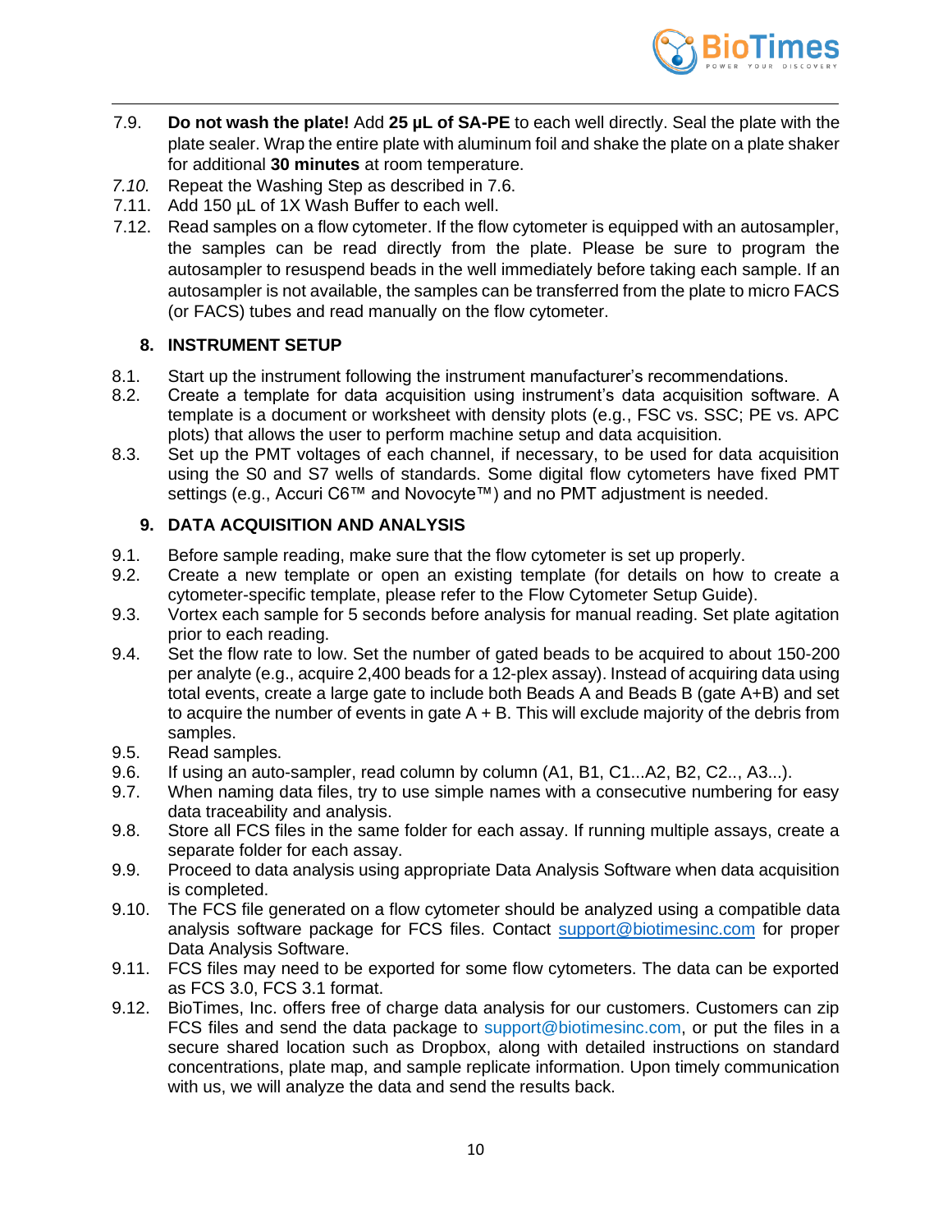7.9. **Do not wash the plate!** Add **25 µL of SA-PE** to each well directly. Seal the plate with the plate sealer. Wrap the entire plate with aluminum foil and shake the plate on a plate shaker for additional **30 minutes** at room temperature.

*7.10.* Repeat the Washing Step as described in 7.6.

7.11. Add 150 µL of 1X Wash Buffer to each well.

7.12. Read samples on a flow cytometer. If the flow cytometer is equipped with an autosampler, the samples can be read directly from the plate. Please be sure to program the autosampler to resuspend beads in the well immediately before taking each sample. If an autosampler is not available, the samples can be transferred from the plate to micro FACS (or FACS) tubes and read manually on the flow cytometer.

## 8. INSTRUMENT SETUP

8.1. Start up the instrument following the instrument manufacturer's recommendations.

8.2. Create a template for data acquisition using instrument's data acquisition software. A template is a document or worksheet with density plots (e.g., FSC vs. SSC; PE vs. APC plots) that allows the user to perform machine setup and data acquisition.

8.3. Set up the PMT voltages of each channel, if necessary, to be used for data acquisition using the S0 and S7 wells of standards. Some digital flow cytometers have fixed PMT settings (e.g., Accuri C6™ and Novocyte™) and no PMT adjustment is needed.

## 9. DATA ACQUISITION AND ANALYSIS

9.1. Before sample reading, make sure that the flow cytometer is set up properly.

9.2. Create a new template or open an existing template (for details on how to create a cytometer-specific template, please refer to the Flow Cytometer Setup Guide).

9.3. Vortex each sample for 5 seconds before analysis for manual reading. Set plate agitation prior to each reading.

9.4. Set the flow rate to low. Set the number of gated beads to be acquired to about 150-200 per analyte (e.g., acquire 2,400 beads for a 12-plex assay). Instead of acquiring data using total events, create a large gate to include both Beads A and Beads B (gate A+B) and set to acquire the number of events in gate A + B. This will exclude majority of the debris from samples.

9.5. Read samples.

9.6. If using an auto-sampler, read column by column (A1, B1, C1...A2, B2, C2.., A3...).

9.7. When naming data files, try to use simple names with a consecutive numbering for easy data traceability and analysis.

9.8. Store all FCS files in the same folder for each assay. If running multiple assays, create a separate folder for each assay.

9.9. Proceed to data analysis using appropriate Data Analysis Software when data acquisition is completed.

9.10. The FCS file generated on a flow cytometer should be analyzed using a compatible data analysis software package for FCS files. Contact support@biotimesinc.com for proper Data Analysis Software.

9.11. FCS files may need to be exported for some flow cytometers. The data can be exported as FCS 3.0, FCS 3.1 format.

9.12. BioTimes, Inc. offers free of charge data analysis for our customers. Customers can zip FCS files and send the data package to support@biotimesinc.com, or put the files in a secure shared location such as Dropbox, along with detailed instructions on standard concentrations, plate map, and sample replicate information. Upon timely communication with us, we will analyze the data and send the results back.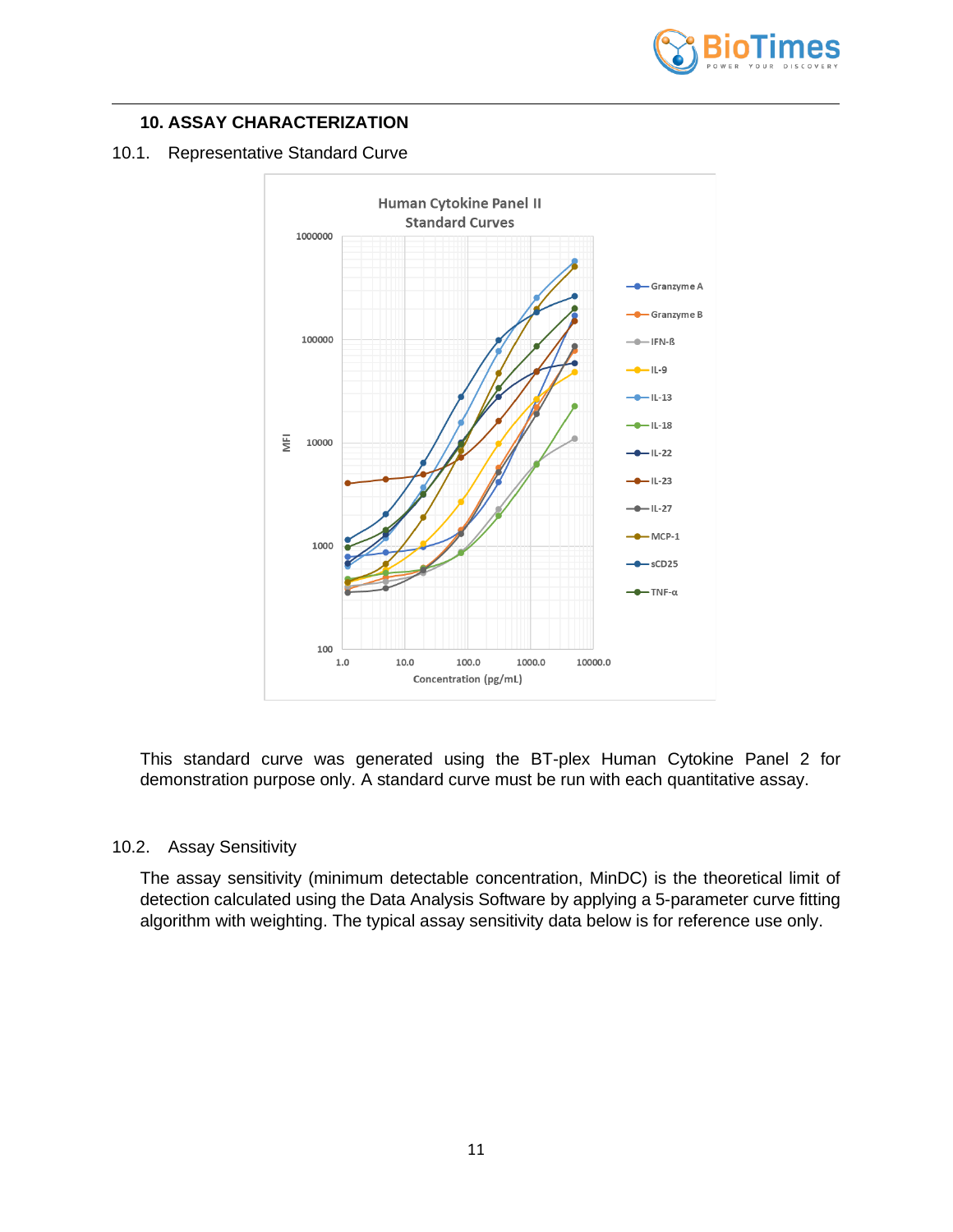## 10. ASSAY CHARACTERIZATION

### 10.1. Representative Standard Curve

This standard curve was generated using the BT-plex Human Cytokine Panel 2 for demonstration purpose only. A standard curve must be run with each quantitative assay.

### 10.2. Assay Sensitivity

The assay sensitivity (minimum detectable concentration, MinDC) is the theoretical limit of detection calculated using the Data Analysis Software by applying a 5-parameter curve fitting algorithm with weighting. The typical assay sensitivity data below is for reference use only.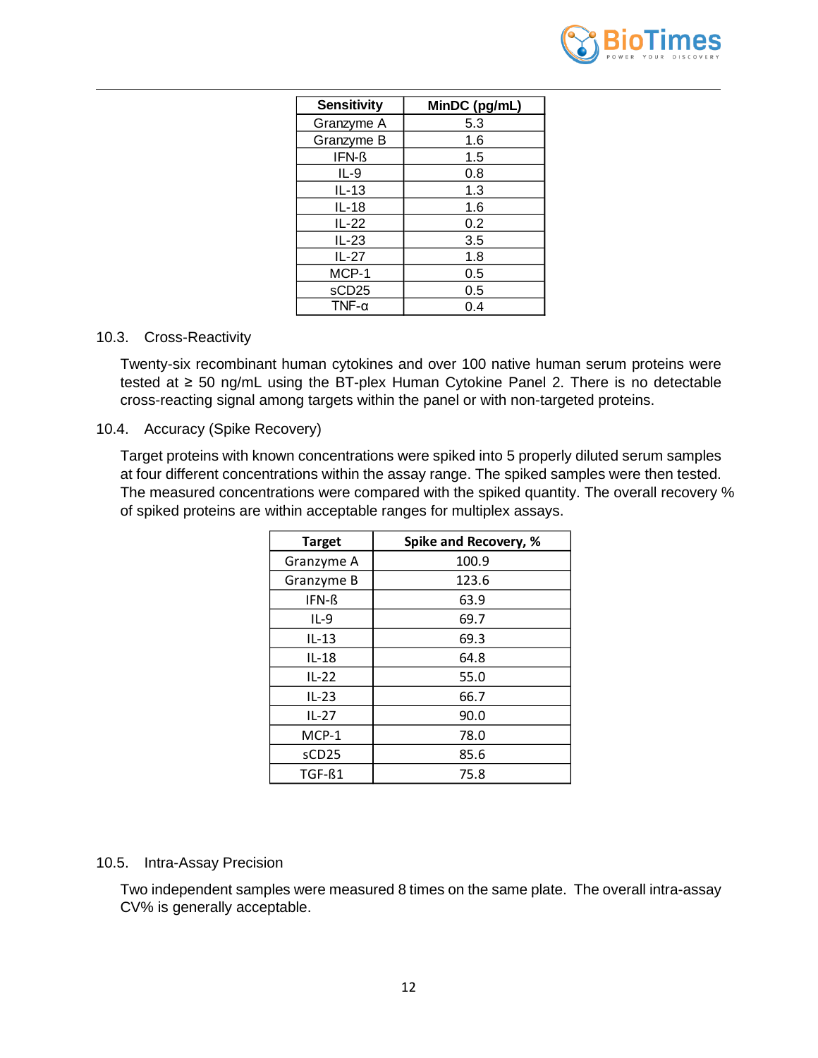| Sensitivity | MinDC (pg/mL) |
|---|---|
| Granzyme A | 5.3 |
| Granzyme B | 1.6 |
| IFN-ß | 1.5 |
| IL-9 | 0.8 |
| IL-13 | 1.3 |
| IL-18 | 1.6 |
| IL-22 | 0.2 |
| IL-23 | 3.5 |
| IL-27 | 1.8 |
| MCP-1 | 0.5 |
| sCD25 | 0.5 |
| TNF-α | 0.4 |

### 10.3. Cross-Reactivity

Twenty-six recombinant human cytokines and over 100 native human serum proteins were tested at ≥ 50 ng/mL using the BT-plex Human Cytokine Panel 2. There is no detectable cross-reacting signal among targets within the panel or with non-targeted proteins.

### 10.4. Accuracy (Spike Recovery)

Target proteins with known concentrations were spiked into 5 properly diluted serum samples at four different concentrations within the assay range. The spiked samples were then tested. The measured concentrations were compared with the spiked quantity. The overall recovery % of spiked proteins are within acceptable ranges for multiplex assays.

| Target | Spike and Recovery, % |
|---|---|
| Granzyme A | 100.9 |
| Granzyme B | 123.6 |
| IFN-ß | 63.9 |
| IL-9 | 69.7 |
| IL-13 | 69.3 |
| IL-18 | 64.8 |
| IL-22 | 55.0 |
| IL-23 | 66.7 |
| IL-27 | 90.0 |
| MCP-1 | 78.0 |
| sCD25 | 85.6 |
| TGF-ß1 | 75.8 |

### 10.5. Intra-Assay Precision

Two independent samples were measured 8 times on the same plate. The overall intra-assay CV% is generally acceptable.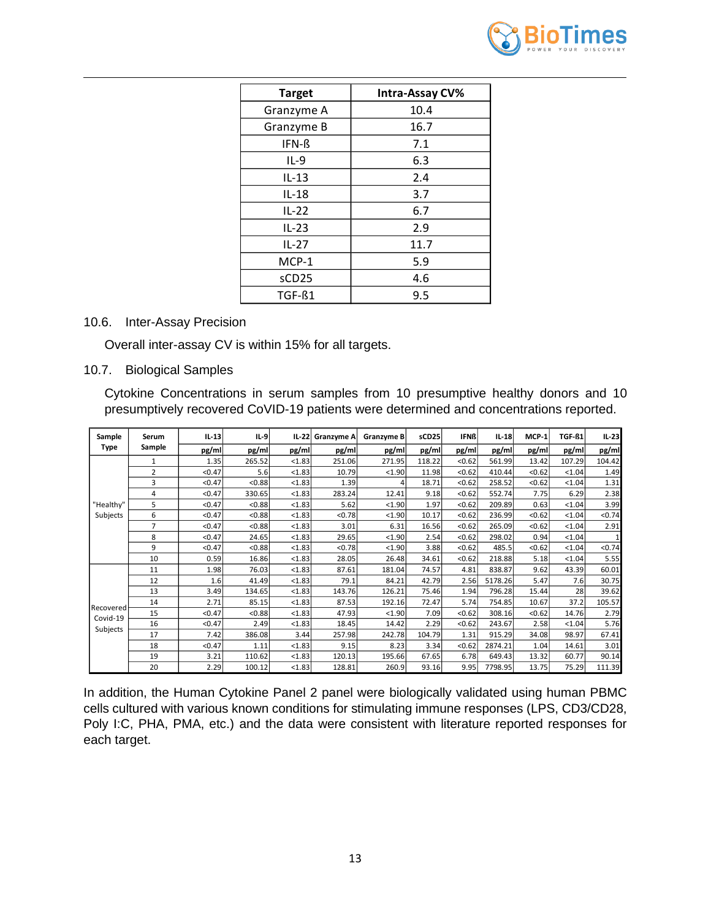| Target | Intra-Assay CV% |
|---|---|
| Granzyme A | 10.4 |
| Granzyme B | 16.7 |
| IFN-ß | 7.1 |
| IL-9 | 6.3 |
| IL-13 | 2.4 |
| IL-18 | 3.7 |
| IL-22 | 6.7 |
| IL-23 | 2.9 |
| IL-27 | 11.7 |
| MCP-1 | 5.9 |
| sCD25 | 4.6 |
| TGF-ß1 | 9.5 |

10.6. Inter-Assay Precision

Overall inter-assay CV is within 15% for all targets.

10.7. Biological Samples

Cytokine Concentrations in serum samples from 10 presumptive healthy donors and 10 presumptively recovered CoVID-19 patients were determined and concentrations reported.

| Sample Type | Serum Sample | IL-13 | IL-9 | IL-22 | Granzyme A | Granzyme B | sCD25 | IFNß | IL-18 | MCP-1 | TGF-ß1 | IL-23 |
|---|---|---|---|---|---|---|---|---|---|---|---|---|
| | | pg/ml | pg/ml | pg/ml | pg/ml | pg/ml | pg/ml | pg/ml | pg/ml | pg/ml | pg/ml | pg/ml |
| "Healthy" Subjects | 1 | 1.35 | 265.52 | <1.83 | 251.06 | 271.95 | 118.22 | <0.62 | 561.99 | 13.42 | 107.29 | 104.42 |
| | 2 | <0.47 | 5.6 | <1.83 | 10.79 | <1.90 | 11.98 | <0.62 | 410.44 | <0.62 | <1.04 | 1.49 |
| | 3 | <0.47 | <0.88 | <1.83 | 1.39 | 4 | 18.71 | <0.62 | 258.52 | <0.62 | <1.04 | 1.31 |
| | 4 | <0.47 | 330.65 | <1.83 | 283.24 | 12.41 | 9.18 | <0.62 | 552.74 | 7.75 | 6.29 | 2.38 |
| | 5 | <0.47 | <0.88 | <1.83 | 5.62 | <1.90 | 1.97 | <0.62 | 209.89 | 0.63 | <1.04 | 3.99 |
| | 6 | <0.47 | <0.88 | <1.83 | <0.78 | <1.90 | 10.17 | <0.62 | 236.99 | <0.62 | <1.04 | <0.74 |
| | 7 | <0.47 | <0.88 | <1.83 | 3.01 | 6.31 | 16.56 | <0.62 | 265.09 | <0.62 | <1.04 | 2.91 |
| | 8 | <0.47 | 24.65 | <1.83 | 29.65 | <1.90 | 2.54 | <0.62 | 298.02 | 0.94 | <1.04 | 1 |
| | 9 | <0.47 | <0.88 | <1.83 | <0.78 | <1.90 | 3.88 | <0.62 | 485.5 | <0.62 | <1.04 | <0.74 |
| | 10 | 0.59 | 16.86 | <1.83 | 28.05 | 26.48 | 34.61 | <0.62 | 218.88 | 5.18 | <1.04 | 5.55 |
| Recovered Covid-19 Subjects | 11 | 1.98 | 76.03 | <1.83 | 87.61 | 181.04 | 74.57 | 4.81 | 838.87 | 9.62 | 43.39 | 60.01 |
| | 12 | 1.6 | 41.49 | <1.83 | 79.1 | 84.21 | 42.79 | 2.56 | 5178.26 | 5.47 | 7.6 | 30.75 |
| | 13 | 3.49 | 134.65 | <1.83 | 143.76 | 126.21 | 75.46 | 1.94 | 796.28 | 15.44 | 28 | 39.62 |
| | 14 | 2.71 | 85.15 | <1.83 | 87.53 | 192.16 | 72.47 | 5.74 | 754.85 | 10.67 | 37.2 | 105.57 |
| | 15 | <0.47 | <0.88 | <1.83 | 47.93 | <1.90 | 7.09 | <0.62 | 308.16 | <0.62 | 14.76 | 2.79 |
| | 16 | <0.47 | 2.49 | <1.83 | 18.45 | 14.42 | 2.29 | <0.62 | 243.67 | 2.58 | <1.04 | 5.76 |
| | 17 | 7.42 | 386.08 | 3.44 | 257.98 | 242.78 | 104.79 | 1.31 | 915.29 | 34.08 | 98.97 | 67.41 |
| | 18 | <0.47 | 1.11 | <1.83 | 9.15 | 8.23 | 3.34 | <0.62 | 2874.21 | 1.04 | 14.61 | 3.01 |
| | 19 | 3.21 | 110.62 | <1.83 | 120.13 | 195.66 | 67.65 | 6.78 | 649.43 | 13.32 | 60.77 | 90.14 |
| | 20 | 2.29 | 100.12 | <1.83 | 128.81 | 260.9 | 93.16 | 9.95 | 7798.95 | 13.75 | 75.29 | 111.39 |

In addition, the Human Cytokine Panel 2 panel were biologically validated using human PBMC cells cultured with various known conditions for stimulating immune responses (LPS, CD3/CD28, Poly I:C, PHA, PMA, etc.) and the data were consistent with literature reported responses for each target.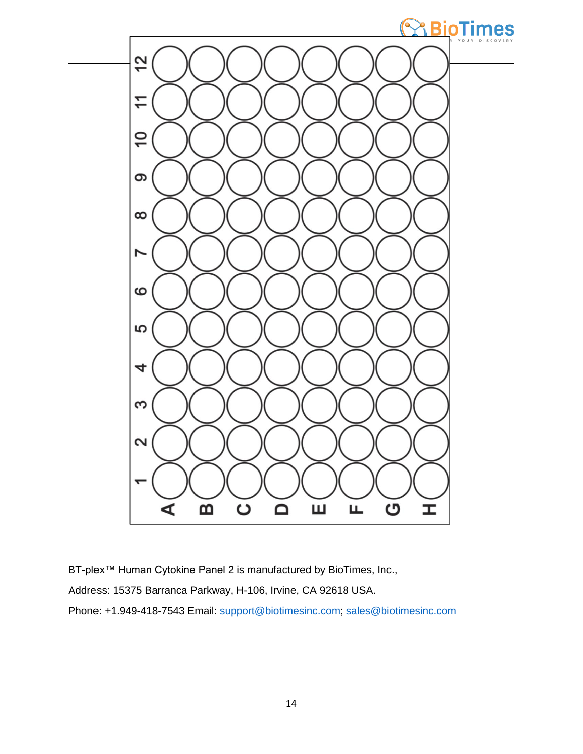BT-plex™ Human Cytokine Panel 2 is manufactured by BioTimes, Inc.,

Address: 15375 Barranca Parkway, H-106, Irvine, CA 92618 USA.

Phone: +1.949-418-7543 Email: support@biotimesinc.com; sales@biotimesinc.com